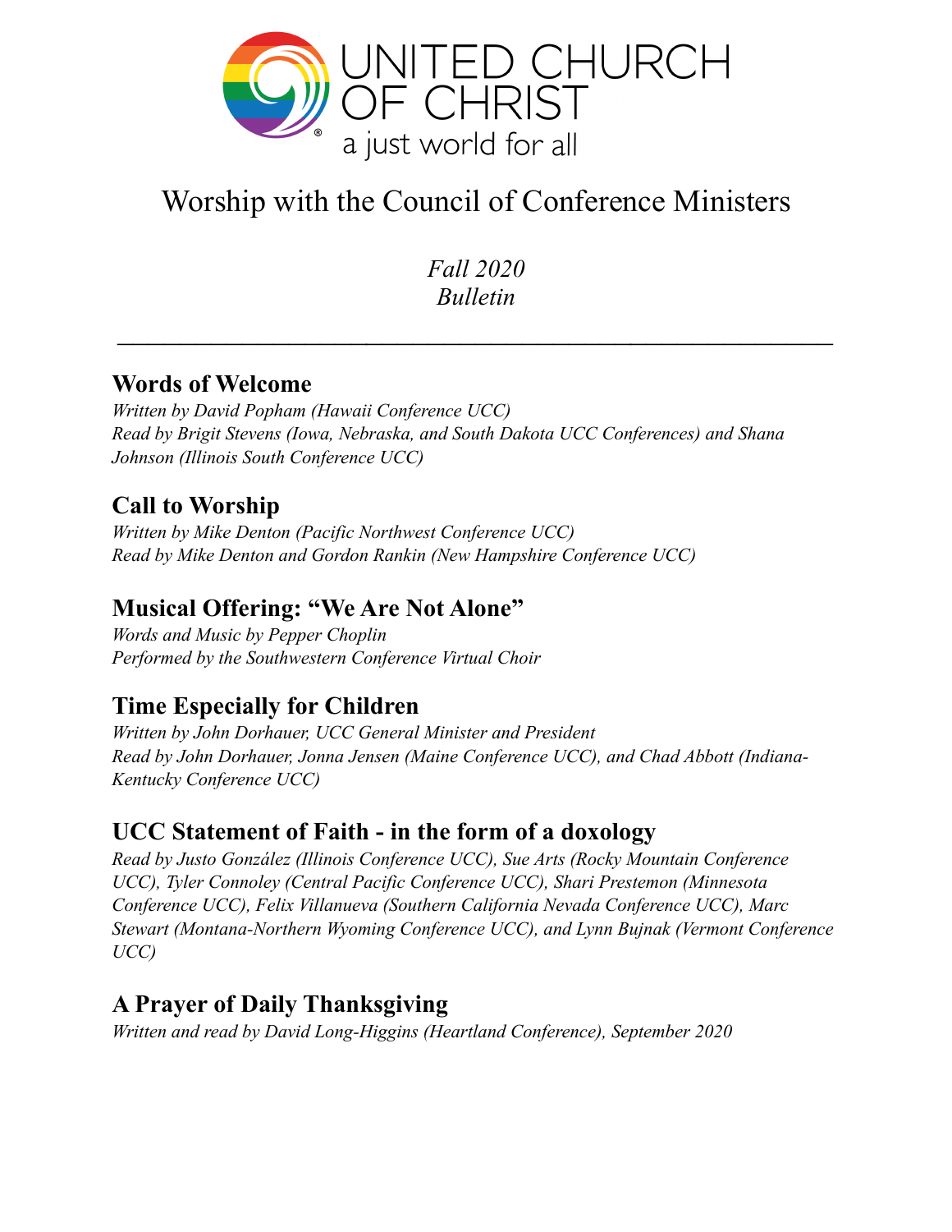UNITED CHURCH OF CHRIST

a just world for all

# Worship with the Council of Conference Ministers

*Fall 2020*
*Bulletin*

---

## Words of Welcome

*Written by David Popham (Hawaii Conference UCC)*
*Read by Brigit Stevens (Iowa, Nebraska, and South Dakota UCC Conferences) and Shana Johnson (Illinois South Conference UCC)*

## Call to Worship

*Written by Mike Denton (Pacific Northwest Conference UCC)*
*Read by Mike Denton and Gordon Rankin (New Hampshire Conference UCC)*

## Musical Offering: "We Are Not Alone"

*Words and Music by Pepper Choplin*
*Performed by the Southwestern Conference Virtual Choir*

## Time Especially for Children

*Written by John Dorhauer, UCC General Minister and President*
*Read by John Dorhauer, Jonna Jensen (Maine Conference UCC), and Chad Abbott (Indiana-Kentucky Conference UCC)*

## UCC Statement of Faith - in the form of a doxology

*Read by Justo González (Illinois Conference UCC), Sue Arts (Rocky Mountain Conference UCC), Tyler Connoley (Central Pacific Conference UCC), Shari Prestemon (Minnesota Conference UCC), Felix Villanueva (Southern California Nevada Conference UCC), Marc Stewart (Montana-Northern Wyoming Conference UCC), and Lynn Bujnak (Vermont Conference UCC)*

## A Prayer of Daily Thanksgiving

*Written and read by David Long-Higgins (Heartland Conference), September 2020*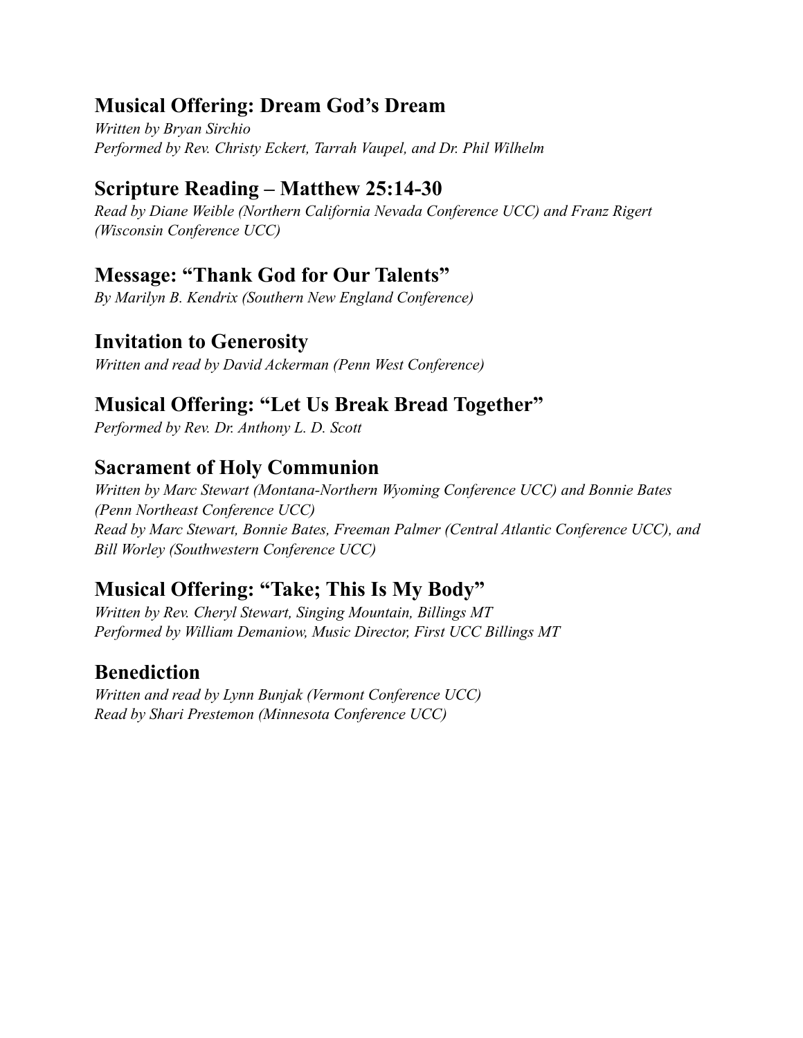## Musical Offering: Dream God's Dream

*Written by Bryan Sirchio*
*Performed by Rev. Christy Eckert, Tarrah Vaupel, and Dr. Phil Wilhelm*

## Scripture Reading – Matthew 25:14-30

*Read by Diane Weible (Northern California Nevada Conference UCC) and Franz Rigert (Wisconsin Conference UCC)*

## Message: "Thank God for Our Talents"

*By Marilyn B. Kendrix (Southern New England Conference)*

## Invitation to Generosity

*Written and read by David Ackerman (Penn West Conference)*

## Musical Offering: "Let Us Break Bread Together"

*Performed by Rev. Dr. Anthony L. D. Scott*

## Sacrament of Holy Communion

*Written by Marc Stewart (Montana-Northern Wyoming Conference UCC) and Bonnie Bates (Penn Northeast Conference UCC)*
*Read by Marc Stewart, Bonnie Bates, Freeman Palmer (Central Atlantic Conference UCC), and Bill Worley (Southwestern Conference UCC)*

## Musical Offering: "Take; This Is My Body"

*Written by Rev. Cheryl Stewart, Singing Mountain, Billings MT*
*Performed by William Demaniow, Music Director, First UCC Billings MT*

## Benediction

*Written and read by Lynn Bunjak (Vermont Conference UCC)*
*Read by Shari Prestemon (Minnesota Conference UCC)*